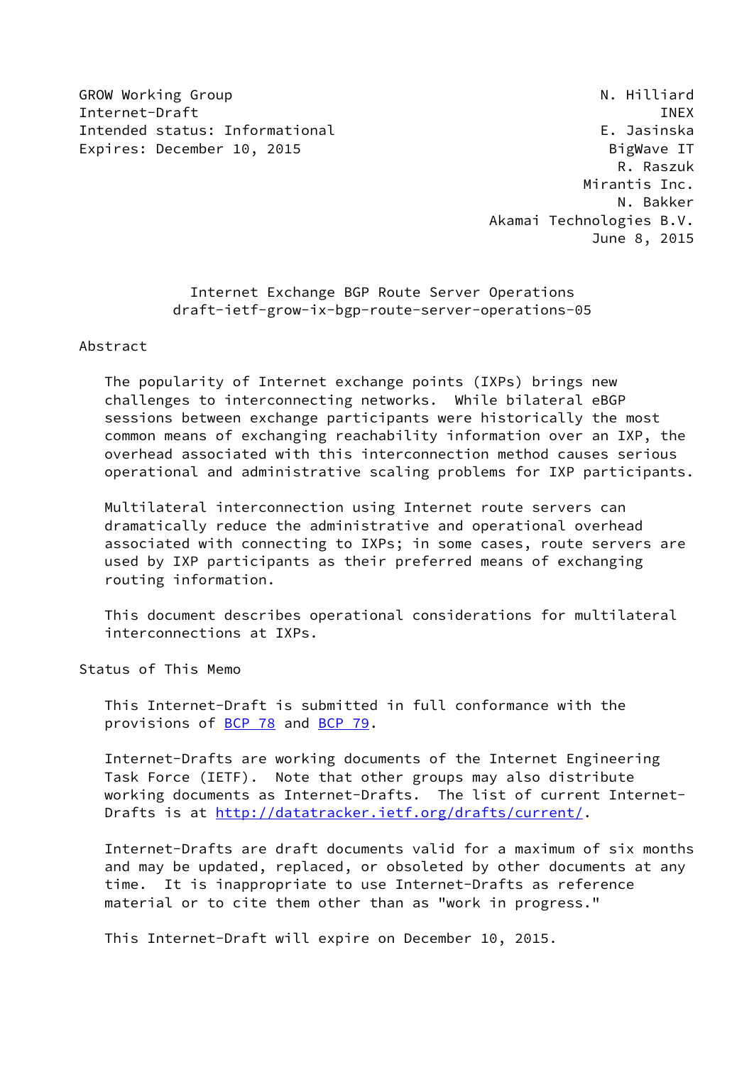GROW Working Group N. Hilliard
Internet-Draft INEX
Intended status: Informational E. Jasinska
Expires: December 10, 2015 BigWave IT
R. Raszuk
Mirantis Inc.
N. Bakker
Akamai Technologies B.V.
June 8, 2015

# Internet Exchange BGP Route Server Operations
## draft-ietf-grow-ix-bgp-route-server-operations-05

## Abstract

The popularity of Internet exchange points (IXPs) brings new challenges to interconnecting networks. While bilateral eBGP sessions between exchange participants were historically the most common means of exchanging reachability information over an IXP, the overhead associated with this interconnection method causes serious operational and administrative scaling problems for IXP participants.

Multilateral interconnection using Internet route servers can dramatically reduce the administrative and operational overhead associated with connecting to IXPs; in some cases, route servers are used by IXP participants as their preferred means of exchanging routing information.

This document describes operational considerations for multilateral interconnections at IXPs.

## Status of This Memo

This Internet-Draft is submitted in full conformance with the provisions of BCP 78 and BCP 79.

Internet-Drafts are working documents of the Internet Engineering Task Force (IETF). Note that other groups may also distribute working documents as Internet-Drafts. The list of current Internet-Drafts is at http://datatracker.ietf.org/drafts/current/.

Internet-Drafts are draft documents valid for a maximum of six months and may be updated, replaced, or obsoleted by other documents at any time. It is inappropriate to use Internet-Drafts as reference material or to cite them other than as "work in progress."

This Internet-Draft will expire on December 10, 2015.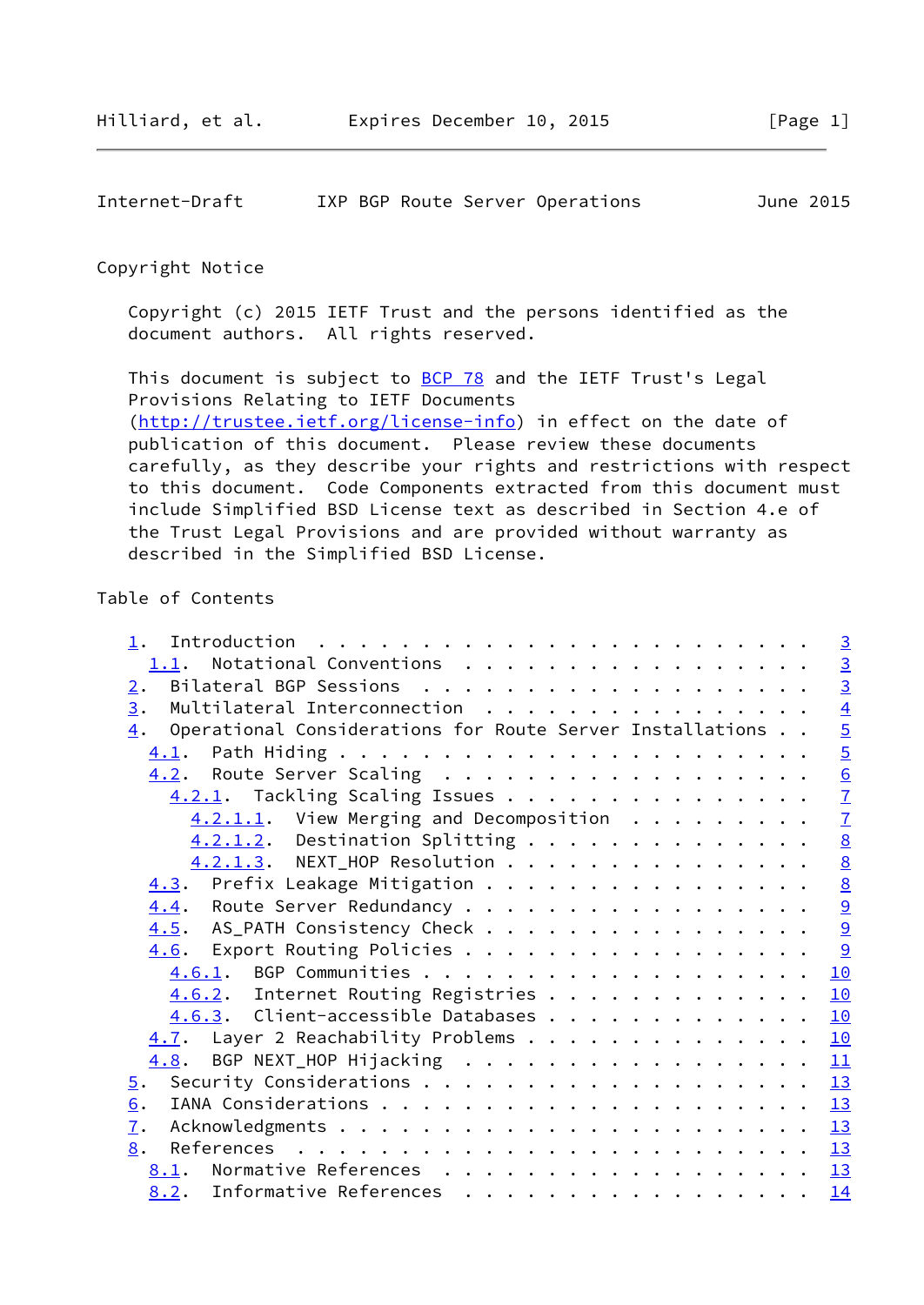## Copyright Notice

Copyright (c) 2015 IETF Trust and the persons identified as the document authors. All rights reserved.

This document is subject to BCP 78 and the IETF Trust's Legal Provisions Relating to IETF Documents (http://trustee.ietf.org/license-info) in effect on the date of publication of this document. Please review these documents carefully, as they describe your rights and restrictions with respect to this document. Code Components extracted from this document must include Simplified BSD License text as described in Section 4.e of the Trust Legal Provisions and are provided without warranty as described in the Simplified BSD License.

## Table of Contents

```
   1.  Introduction . . . . . . . . . . . . . . . . . . . . . . . .   3
     1.1.  Notational Conventions  . . . . . . . . . . . . . . . . .   3
   2.  Bilateral BGP Sessions  . . . . . . . . . . . . . . . . . . .   3
   3.  Multilateral Interconnection  . . . . . . . . . . . . . . . .   4
   4.  Operational Considerations for Route Server Installations . .   5
     4.1.  Path Hiding . . . . . . . . . . . . . . . . . . . . . . .   5
     4.2.  Route Server Scaling  . . . . . . . . . . . . . . . . . .   6
       4.2.1.  Tackling Scaling Issues . . . . . . . . . . . . . . .   7
         4.2.1.1.  View Merging and Decomposition  . . . . . . . . .   7
         4.2.1.2.  Destination Splitting . . . . . . . . . . . . . .   8
         4.2.1.3.  NEXT_HOP Resolution . . . . . . . . . . . . . . .   8
     4.3.  Prefix Leakage Mitigation . . . . . . . . . . . . . . . .   8
     4.4.  Route Server Redundancy . . . . . . . . . . . . . . . . .   9
     4.5.  AS_PATH Consistency Check . . . . . . . . . . . . . . . .   9
     4.6.  Export Routing Policies . . . . . . . . . . . . . . . . .   9
       4.6.1.  BGP Communities . . . . . . . . . . . . . . . . . . .  10
       4.6.2.  Internet Routing Registries . . . . . . . . . . . . .  10
       4.6.3.  Client-accessible Databases . . . . . . . . . . . . .  10
     4.7.  Layer 2 Reachability Problems . . . . . . . . . . . . . .  10
     4.8.  BGP NEXT_HOP Hijacking  . . . . . . . . . . . . . . . . .  11
   5.  Security Considerations . . . . . . . . . . . . . . . . . . .  13
   6.  IANA Considerations . . . . . . . . . . . . . . . . . . . . .  13
   7.  Acknowledgments . . . . . . . . . . . . . . . . . . . . . . .  13
   8.  References  . . . . . . . . . . . . . . . . . . . . . . . . .  13
     8.1.  Normative References  . . . . . . . . . . . . . . . . . .  13
     8.2.  Informative References  . . . . . . . . . . . . . . . . .  14
```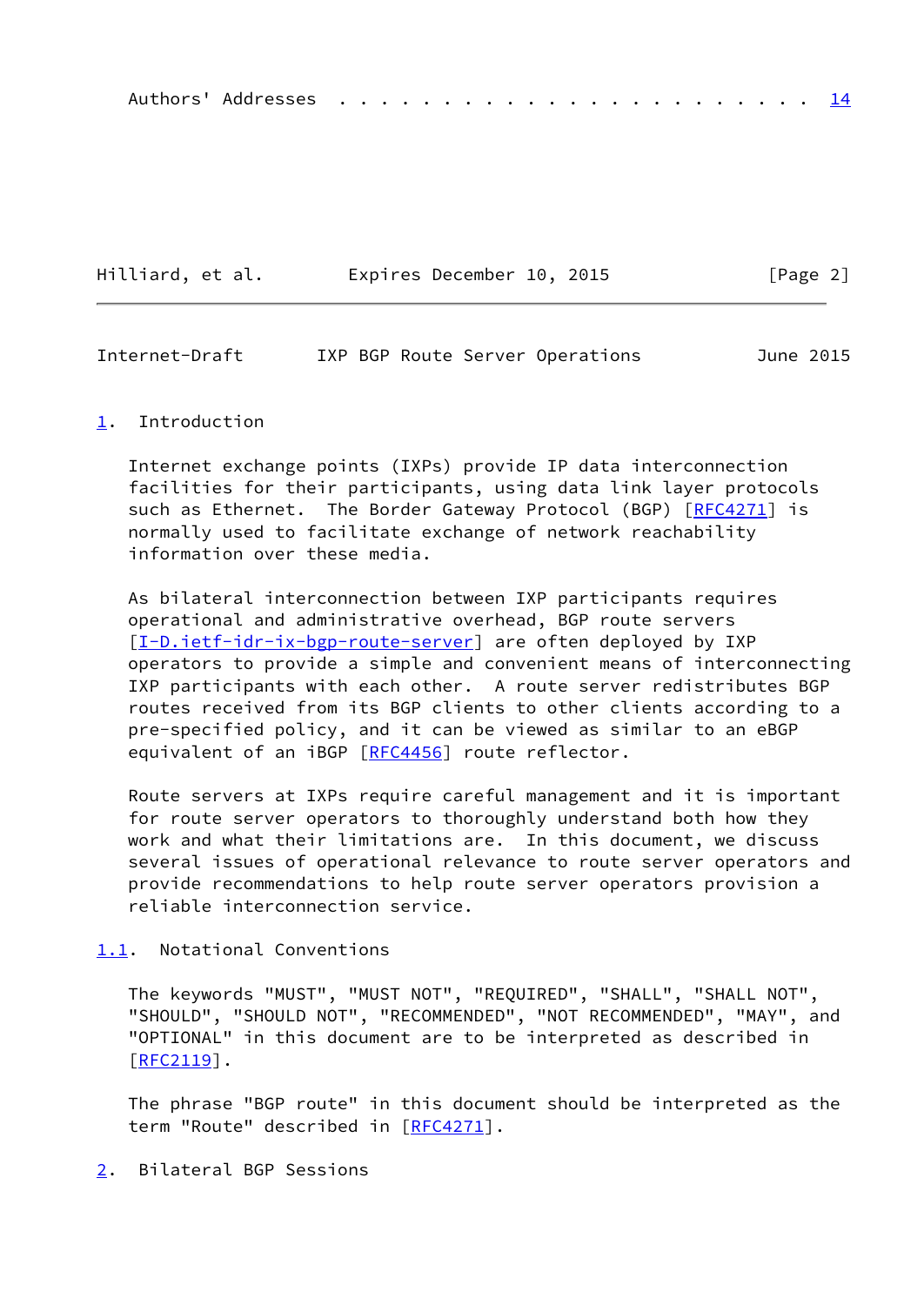Authors' Addresses . . . . . . . . . . . . . . . . . . . . . . . 14

## 1. Introduction

Internet exchange points (IXPs) provide IP data interconnection facilities for their participants, using data link layer protocols such as Ethernet. The Border Gateway Protocol (BGP) [RFC4271] is normally used to facilitate exchange of network reachability information over these media.

As bilateral interconnection between IXP participants requires operational and administrative overhead, BGP route servers [I-D.ietf-idr-ix-bgp-route-server] are often deployed by IXP operators to provide a simple and convenient means of interconnecting IXP participants with each other. A route server redistributes BGP routes received from its BGP clients to other clients according to a pre-specified policy, and it can be viewed as similar to an eBGP equivalent of an iBGP [RFC4456] route reflector.

Route servers at IXPs require careful management and it is important for route server operators to thoroughly understand both how they work and what their limitations are. In this document, we discuss several issues of operational relevance to route server operators and provide recommendations to help route server operators provision a reliable interconnection service.

### 1.1. Notational Conventions

The keywords "MUST", "MUST NOT", "REQUIRED", "SHALL", "SHALL NOT", "SHOULD", "SHOULD NOT", "RECOMMENDED", "NOT RECOMMENDED", "MAY", and "OPTIONAL" in this document are to be interpreted as described in [RFC2119].

The phrase "BGP route" in this document should be interpreted as the term "Route" described in [RFC4271].

## 2. Bilateral BGP Sessions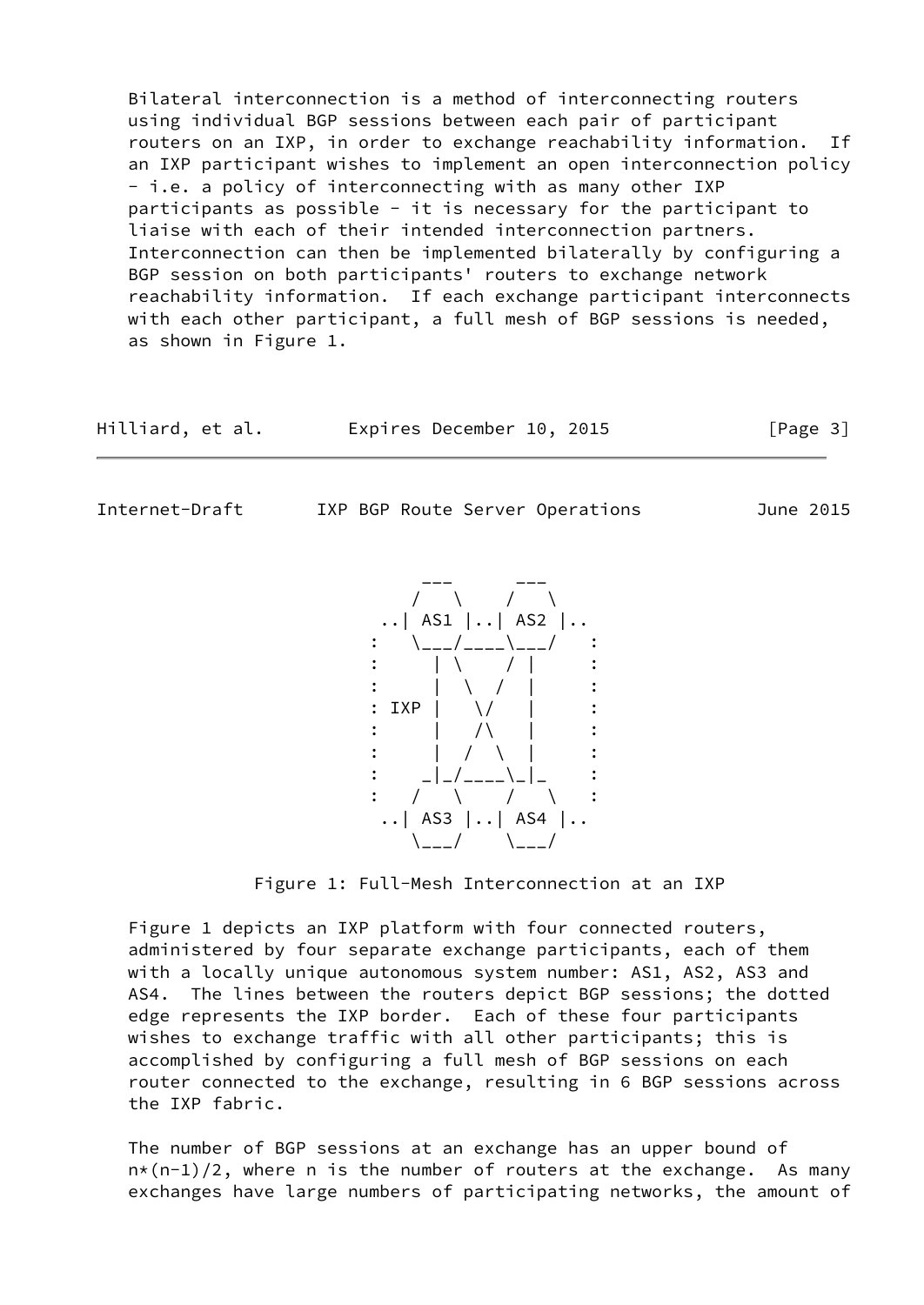Bilateral interconnection is a method of interconnecting routers using individual BGP sessions between each pair of participant routers on an IXP, in order to exchange reachability information. If an IXP participant wishes to implement an open interconnection policy - i.e. a policy of interconnecting with as many other IXP participants as possible - it is necessary for the participant to liaise with each of their intended interconnection partners. Interconnection can then be implemented bilaterally by configuring a BGP session on both participants' routers to exchange network reachability information. If each exchange participant interconnects with each other participant, a full mesh of BGP sessions is needed, as shown in Figure 1.

```
         ___      ___
        /   \    /   \
     ..| AS1 |..| AS2 |..
    :   \___/____\___/   :
    :     | \    / |     :
    :     |  \  /  |     :
    : IXP |   \/   |     :
    :     |   /\   |     :
    :     |  /  \  |     :
    :    _|_/____\_|_    :
    :   /   \    /   \   :
     ..| AS3 |..| AS4 |..
        \___/    \___/
```

Figure 1: Full-Mesh Interconnection at an IXP

Figure 1 depicts an IXP platform with four connected routers, administered by four separate exchange participants, each of them with a locally unique autonomous system number: AS1, AS2, AS3 and AS4. The lines between the routers depict BGP sessions; the dotted edge represents the IXP border. Each of these four participants wishes to exchange traffic with all other participants; this is accomplished by configuring a full mesh of BGP sessions on each router connected to the exchange, resulting in 6 BGP sessions across the IXP fabric.

The number of BGP sessions at an exchange has an upper bound of $n*(n-1)/2$, where n is the number of routers at the exchange. As many exchanges have large numbers of participating networks, the amount of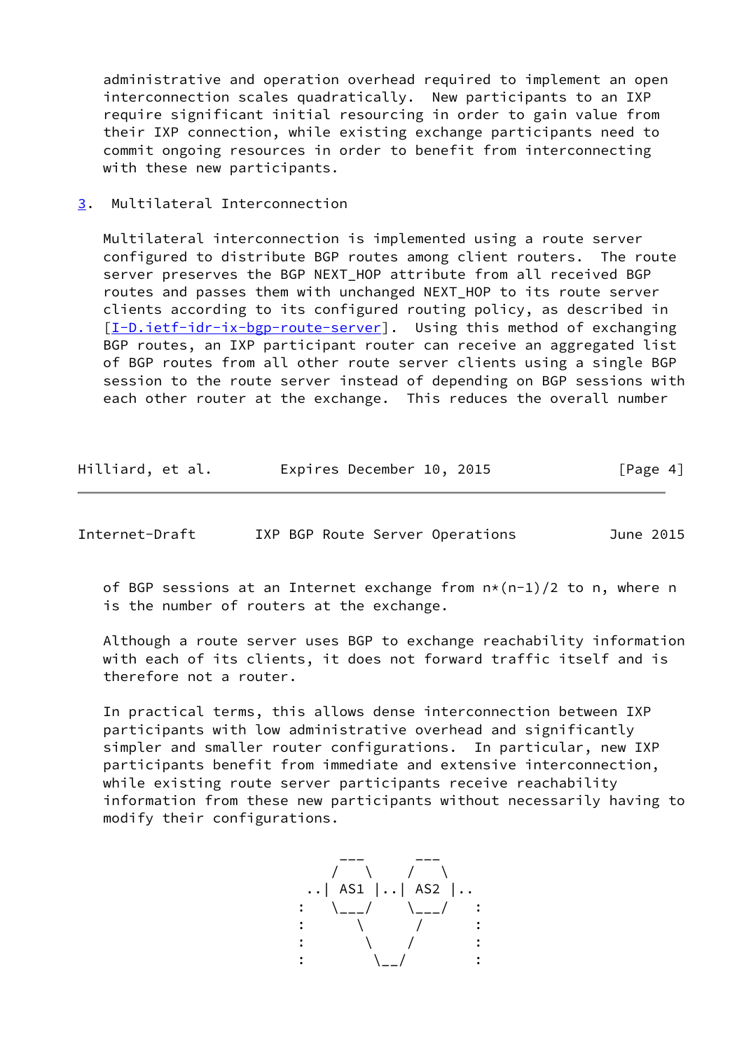administrative and operation overhead required to implement an open interconnection scales quadratically. New participants to an IXP require significant initial resourcing in order to gain value from their IXP connection, while existing exchange participants need to commit ongoing resources in order to benefit from interconnecting with these new participants.

## 3. Multilateral Interconnection

Multilateral interconnection is implemented using a route server configured to distribute BGP routes among client routers. The route server preserves the BGP NEXT_HOP attribute from all received BGP routes and passes them with unchanged NEXT_HOP to its route server clients according to its configured routing policy, as described in [I-D.ietf-idr-ix-bgp-route-server]. Using this method of exchanging BGP routes, an IXP participant router can receive an aggregated list of BGP routes from all other route server clients using a single BGP session to the route server instead of depending on BGP sessions with each other router at the exchange. This reduces the overall number of BGP sessions at an Internet exchange from $n*(n-1)/2$ to n, where n is the number of routers at the exchange.

Although a route server uses BGP to exchange reachability information with each of its clients, it does not forward traffic itself and is therefore not a router.

In practical terms, this allows dense interconnection between IXP participants with low administrative overhead and significantly simpler and smaller router configurations. In particular, new IXP participants benefit from immediate and extensive interconnection, while existing route server participants receive reachability information from these new participants without necessarily having to modify their configurations.

```
             ___      ___
            /   \    /   \
         ..| AS1 |..| AS2 |..
        :   \___/    \___/   :
        :       \      /     :
        :        \    /      :
        :         \__/       :
```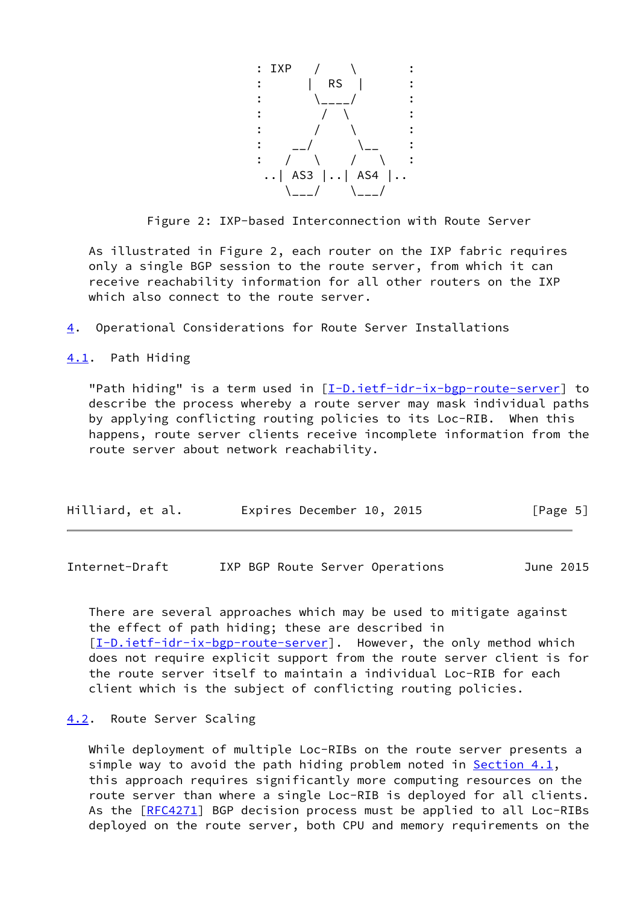```
                       : IXP   /     \        :
                       :      |  RS   |       :
                       :       \____/         :
                       :        /  \          :
                       :       /    \         :
                       :    __/      \__      :
                       :   /   \    /   \     :
                        ..| AS3 |..| AS4 |..
                           \___/    \___/
```

Figure 2: IXP-based Interconnection with Route Server

As illustrated in Figure 2, each router on the IXP fabric requires only a single BGP session to the route server, from which it can receive reachability information for all other routers on the IXP which also connect to the route server.

## 4. Operational Considerations for Route Server Installations

### 4.1. Path Hiding

"Path hiding" is a term used in [I-D.ietf-idr-ix-bgp-route-server] to describe the process whereby a route server may mask individual paths by applying conflicting routing policies to its Loc-RIB. When this happens, route server clients receive incomplete information from the route server about network reachability.

There are several approaches which may be used to mitigate against the effect of path hiding; these are described in [I-D.ietf-idr-ix-bgp-route-server]. However, the only method which does not require explicit support from the route server client is for the route server itself to maintain a individual Loc-RIB for each client which is the subject of conflicting routing policies.

### 4.2. Route Server Scaling

While deployment of multiple Loc-RIBs on the route server presents a simple way to avoid the path hiding problem noted in Section 4.1, this approach requires significantly more computing resources on the route server than where a single Loc-RIB is deployed for all clients. As the [RFC4271] BGP decision process must be applied to all Loc-RIBs deployed on the route server, both CPU and memory requirements on the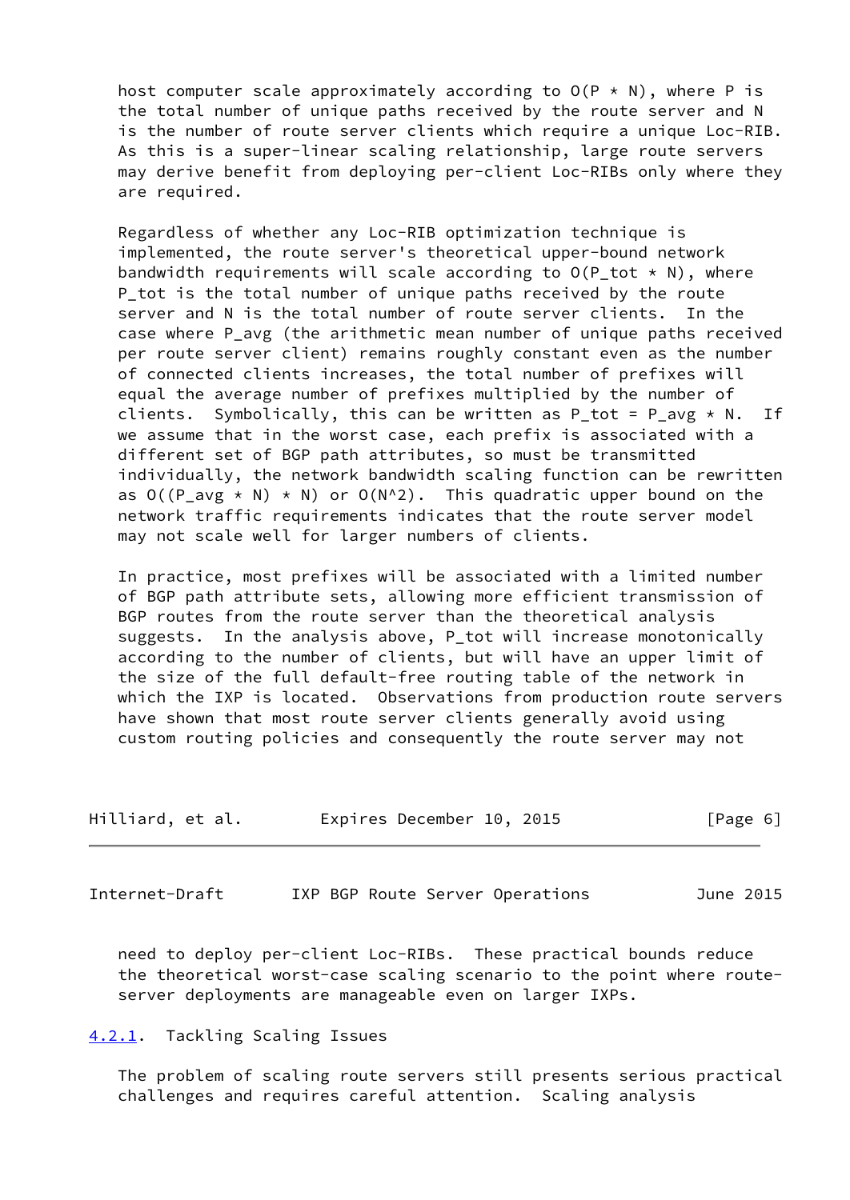host computer scale approximately according to $O(P * N)$, where P is the total number of unique paths received by the route server and N is the number of route server clients which require a unique Loc-RIB. As this is a super-linear scaling relationship, large route servers may derive benefit from deploying per-client Loc-RIBs only where they are required.

Regardless of whether any Loc-RIB optimization technique is implemented, the route server's theoretical upper-bound network bandwidth requirements will scale according to $O(P_{tot} * N)$, where $P_{tot}$ is the total number of unique paths received by the route server and N is the total number of route server clients. In the case where $P_{avg}$ (the arithmetic mean number of unique paths received per route server client) remains roughly constant even as the number of connected clients increases, the total number of prefixes will equal the average number of prefixes multiplied by the number of clients. Symbolically, this can be written as $P_{tot} = P_{avg} * N$. If we assume that in the worst case, each prefix is associated with a different set of BGP path attributes, so must be transmitted individually, the network bandwidth scaling function can be rewritten as $O((P_{avg} * N) * N)$ or $O(N^2)$. This quadratic upper bound on the network traffic requirements indicates that the route server model may not scale well for larger numbers of clients.

In practice, most prefixes will be associated with a limited number of BGP path attribute sets, allowing more efficient transmission of BGP routes from the route server than the theoretical analysis suggests. In the analysis above, $P_{tot}$ will increase monotonically according to the number of clients, but will have an upper limit of the size of the full default-free routing table of the network in which the IXP is located. Observations from production route servers have shown that most route server clients generally avoid using custom routing policies and consequently the route server may not need to deploy per-client Loc-RIBs. These practical bounds reduce the theoretical worst-case scaling scenario to the point where route-server deployments are manageable even on larger IXPs.

#### 4.2.1. Tackling Scaling Issues

The problem of scaling route servers still presents serious practical challenges and requires careful attention. Scaling analysis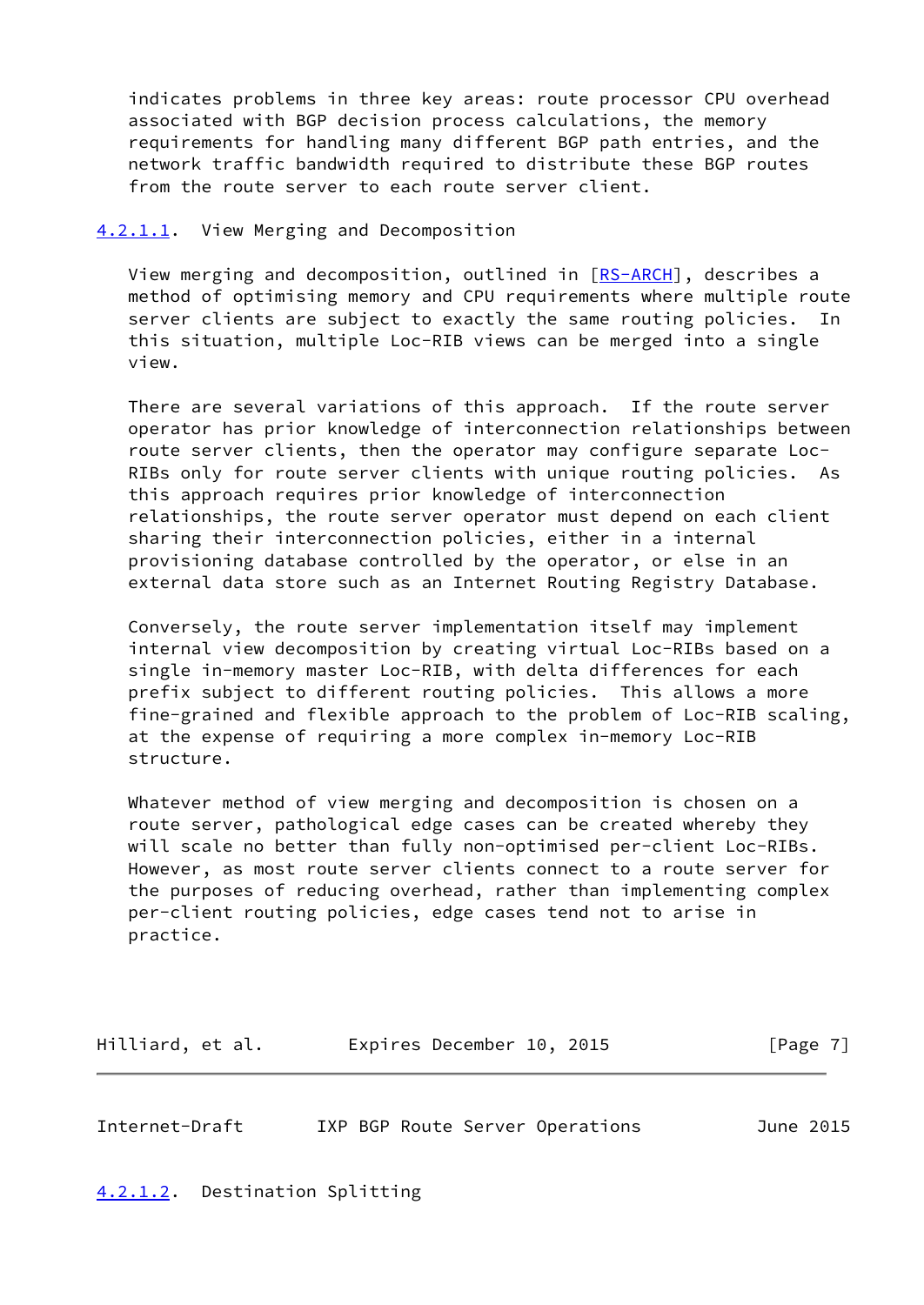indicates problems in three key areas: route processor CPU overhead associated with BGP decision process calculations, the memory requirements for handling many different BGP path entries, and the network traffic bandwidth required to distribute these BGP routes from the route server to each route server client.

#### 4.2.1.1. View Merging and Decomposition

View merging and decomposition, outlined in [RS-ARCH], describes a method of optimising memory and CPU requirements where multiple route server clients are subject to exactly the same routing policies. In this situation, multiple Loc-RIB views can be merged into a single view.

There are several variations of this approach. If the route server operator has prior knowledge of interconnection relationships between route server clients, then the operator may configure separate Loc-RIBs only for route server clients with unique routing policies. As this approach requires prior knowledge of interconnection relationships, the route server operator must depend on each client sharing their interconnection policies, either in a internal provisioning database controlled by the operator, or else in an external data store such as an Internet Routing Registry Database.

Conversely, the route server implementation itself may implement internal view decomposition by creating virtual Loc-RIBs based on a single in-memory master Loc-RIB, with delta differences for each prefix subject to different routing policies. This allows a more fine-grained and flexible approach to the problem of Loc-RIB scaling, at the expense of requiring a more complex in-memory Loc-RIB structure.

Whatever method of view merging and decomposition is chosen on a route server, pathological edge cases can be created whereby they will scale no better than fully non-optimised per-client Loc-RIBs. However, as most route server clients connect to a route server for the purposes of reducing overhead, rather than implementing complex per-client routing policies, edge cases tend not to arise in practice.

#### 4.2.1.2. Destination Splitting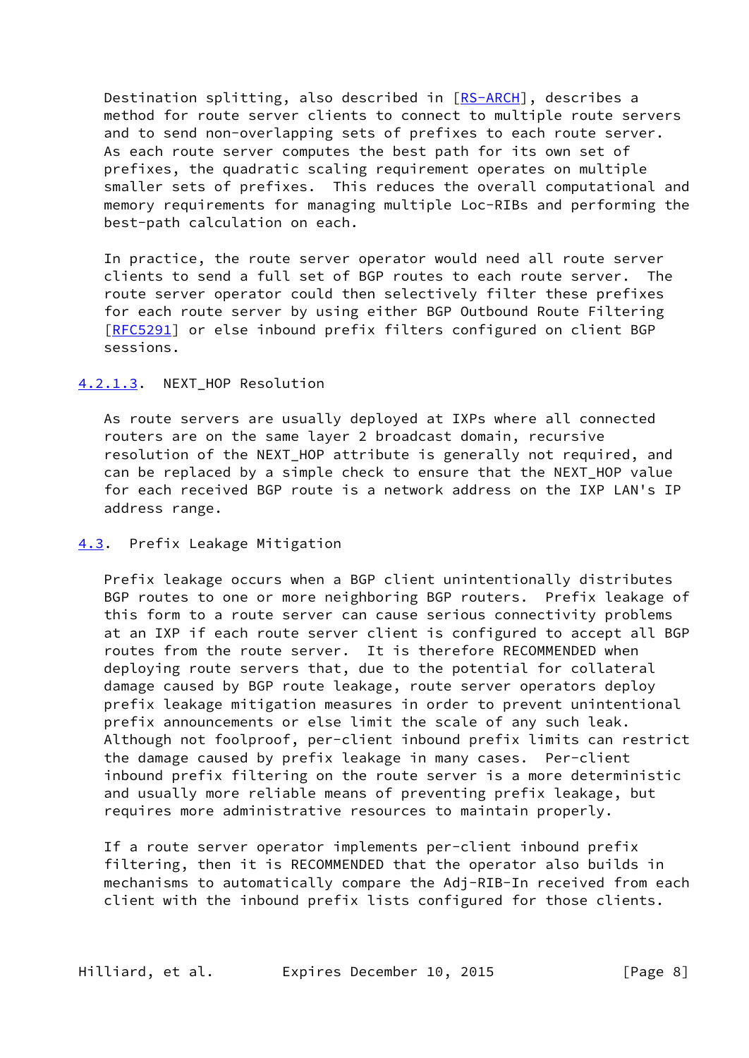Destination splitting, also described in [RS-ARCH], describes a method for route server clients to connect to multiple route servers and to send non-overlapping sets of prefixes to each route server. As each route server computes the best path for its own set of prefixes, the quadratic scaling requirement operates on multiple smaller sets of prefixes. This reduces the overall computational and memory requirements for managing multiple Loc-RIBs and performing the best-path calculation on each.

In practice, the route server operator would need all route server clients to send a full set of BGP routes to each route server. The route server operator could then selectively filter these prefixes for each route server by using either BGP Outbound Route Filtering [RFC5291] or else inbound prefix filters configured on client BGP sessions.

#### 4.2.1.3. NEXT_HOP Resolution

As route servers are usually deployed at IXPs where all connected routers are on the same layer 2 broadcast domain, recursive resolution of the NEXT_HOP attribute is generally not required, and can be replaced by a simple check to ensure that the NEXT_HOP value for each received BGP route is a network address on the IXP LAN's IP address range.

### 4.3. Prefix Leakage Mitigation

Prefix leakage occurs when a BGP client unintentionally distributes BGP routes to one or more neighboring BGP routers. Prefix leakage of this form to a route server can cause serious connectivity problems at an IXP if each route server client is configured to accept all BGP routes from the route server. It is therefore RECOMMENDED when deploying route servers that, due to the potential for collateral damage caused by BGP route leakage, route server operators deploy prefix leakage mitigation measures in order to prevent unintentional prefix announcements or else limit the scale of any such leak. Although not foolproof, per-client inbound prefix limits can restrict the damage caused by prefix leakage in many cases. Per-client inbound prefix filtering on the route server is a more deterministic and usually more reliable means of preventing prefix leakage, but requires more administrative resources to maintain properly.

If a route server operator implements per-client inbound prefix filtering, then it is RECOMMENDED that the operator also builds in mechanisms to automatically compare the Adj-RIB-In received from each client with the inbound prefix lists configured for those clients.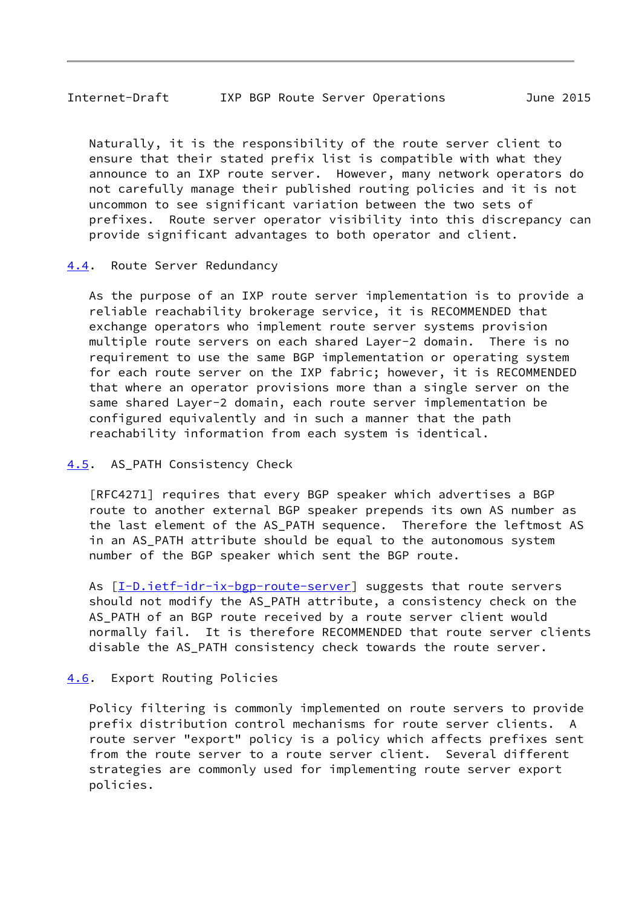Naturally, it is the responsibility of the route server client to ensure that their stated prefix list is compatible with what they announce to an IXP route server. However, many network operators do not carefully manage their published routing policies and it is not uncommon to see significant variation between the two sets of prefixes. Route server operator visibility into this discrepancy can provide significant advantages to both operator and client.

### 4.4. Route Server Redundancy

As the purpose of an IXP route server implementation is to provide a reliable reachability brokerage service, it is RECOMMENDED that exchange operators who implement route server systems provision multiple route servers on each shared Layer-2 domain. There is no requirement to use the same BGP implementation or operating system for each route server on the IXP fabric; however, it is RECOMMENDED that where an operator provisions more than a single server on the same shared Layer-2 domain, each route server implementation be configured equivalently and in such a manner that the path reachability information from each system is identical.

### 4.5. AS_PATH Consistency Check

[RFC4271] requires that every BGP speaker which advertises a BGP route to another external BGP speaker prepends its own AS number as the last element of the AS_PATH sequence. Therefore the leftmost AS in an AS_PATH attribute should be equal to the autonomous system number of the BGP speaker which sent the BGP route.

As [I-D.ietf-idr-ix-bgp-route-server] suggests that route servers should not modify the AS_PATH attribute, a consistency check on the AS_PATH of an BGP route received by a route server client would normally fail. It is therefore RECOMMENDED that route server clients disable the AS_PATH consistency check towards the route server.

### 4.6. Export Routing Policies

Policy filtering is commonly implemented on route servers to provide prefix distribution control mechanisms for route server clients. A route server "export" policy is a policy which affects prefixes sent from the route server to a route server client. Several different strategies are commonly used for implementing route server export policies.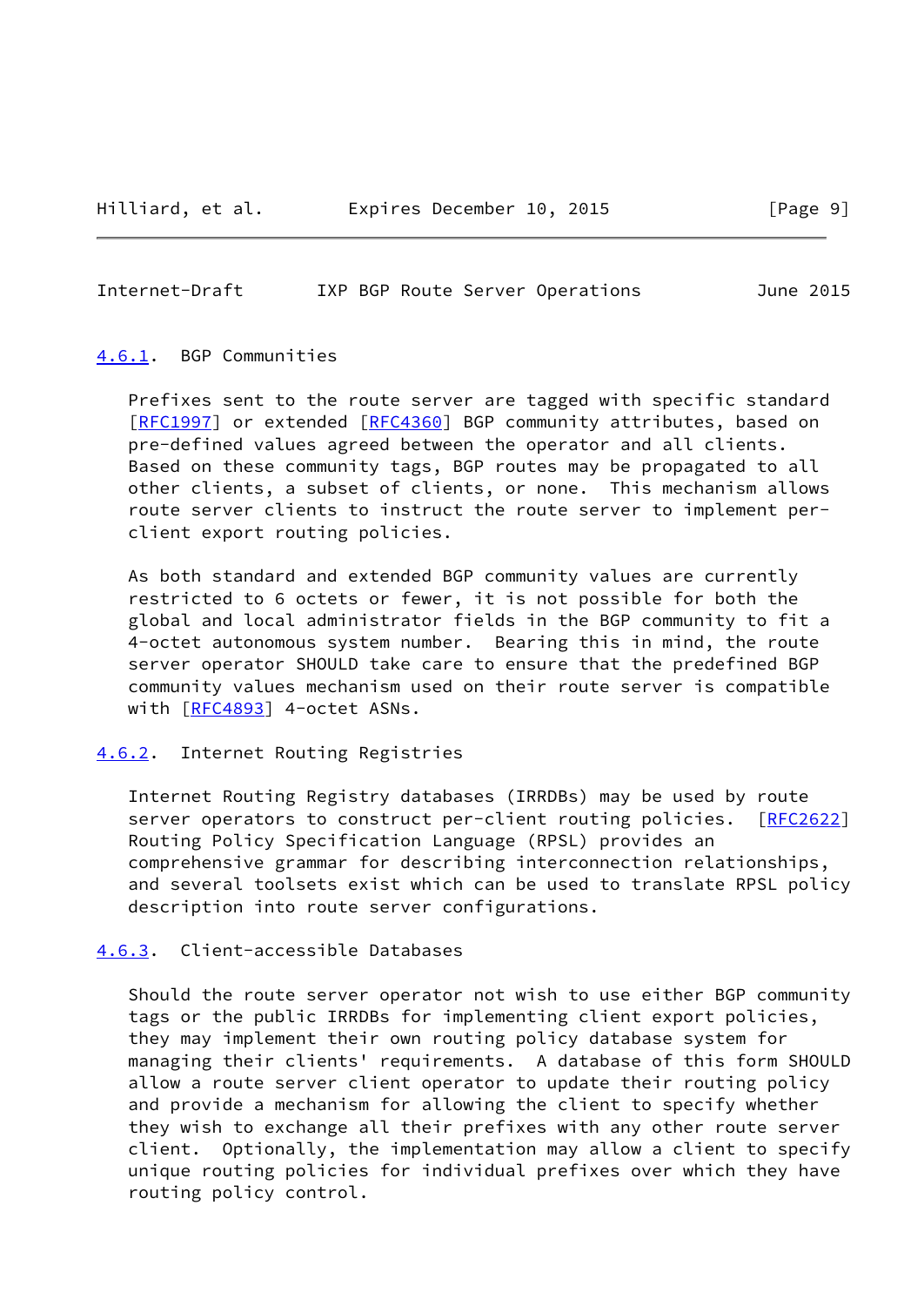### 4.6.1. BGP Communities

Prefixes sent to the route server are tagged with specific standard [RFC1997] or extended [RFC4360] BGP community attributes, based on pre-defined values agreed between the operator and all clients. Based on these community tags, BGP routes may be propagated to all other clients, a subset of clients, or none. This mechanism allows route server clients to instruct the route server to implement per-client export routing policies.

As both standard and extended BGP community values are currently restricted to 6 octets or fewer, it is not possible for both the global and local administrator fields in the BGP community to fit a 4-octet autonomous system number. Bearing this in mind, the route server operator SHOULD take care to ensure that the predefined BGP community values mechanism used on their route server is compatible with [RFC4893] 4-octet ASNs.

### 4.6.2. Internet Routing Registries

Internet Routing Registry databases (IRRDBs) may be used by route server operators to construct per-client routing policies. [RFC2622] Routing Policy Specification Language (RPSL) provides an comprehensive grammar for describing interconnection relationships, and several toolsets exist which can be used to translate RPSL policy description into route server configurations.

### 4.6.3. Client-accessible Databases

Should the route server operator not wish to use either BGP community tags or the public IRRDBs for implementing client export policies, they may implement their own routing policy database system for managing their clients' requirements. A database of this form SHOULD allow a route server client operator to update their routing policy and provide a mechanism for allowing the client to specify whether they wish to exchange all their prefixes with any other route server client. Optionally, the implementation may allow a client to specify unique routing policies for individual prefixes over which they have routing policy control.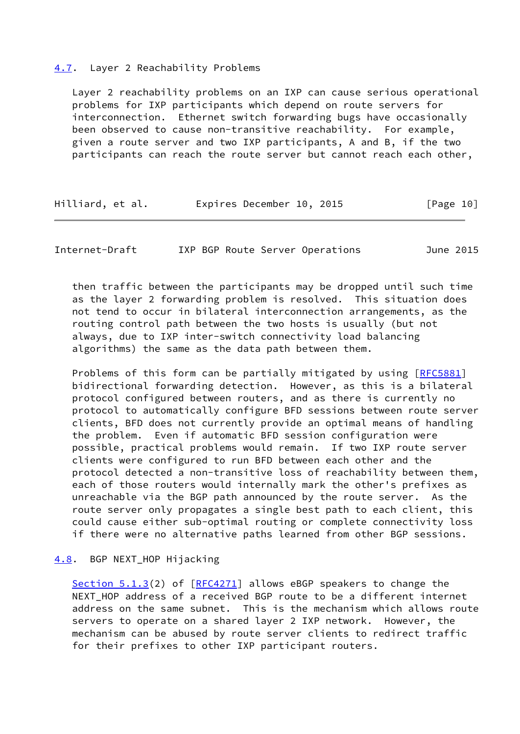## 4.7. Layer 2 Reachability Problems

Layer 2 reachability problems on an IXP can cause serious operational problems for IXP participants which depend on route servers for interconnection. Ethernet switch forwarding bugs have occasionally been observed to cause non-transitive reachability. For example, given a route server and two IXP participants, A and B, if the two participants can reach the route server but cannot reach each other, then traffic between the participants may be dropped until such time as the layer 2 forwarding problem is resolved. This situation does not tend to occur in bilateral interconnection arrangements, as the routing control path between the two hosts is usually (but not always, due to IXP inter-switch connectivity load balancing algorithms) the same as the data path between them.

Problems of this form can be partially mitigated by using [RFC5881] bidirectional forwarding detection. However, as this is a bilateral protocol configured between routers, and as there is currently no protocol to automatically configure BFD sessions between route server clients, BFD does not currently provide an optimal means of handling the problem. Even if automatic BFD session configuration were possible, practical problems would remain. If two IXP route server clients were configured to run BFD between each other and the protocol detected a non-transitive loss of reachability between them, each of those routers would internally mark the other's prefixes as unreachable via the BGP path announced by the route server. As the route server only propagates a single best path to each client, this could cause either sub-optimal routing or complete connectivity loss if there were no alternative paths learned from other BGP sessions.

## 4.8. BGP NEXT_HOP Hijacking

Section 5.1.3(2) of [RFC4271] allows eBGP speakers to change the NEXT_HOP address of a received BGP route to be a different internet address on the same subnet. This is the mechanism which allows route servers to operate on a shared layer 2 IXP network. However, the mechanism can be abused by route server clients to redirect traffic for their prefixes to other IXP participant routers.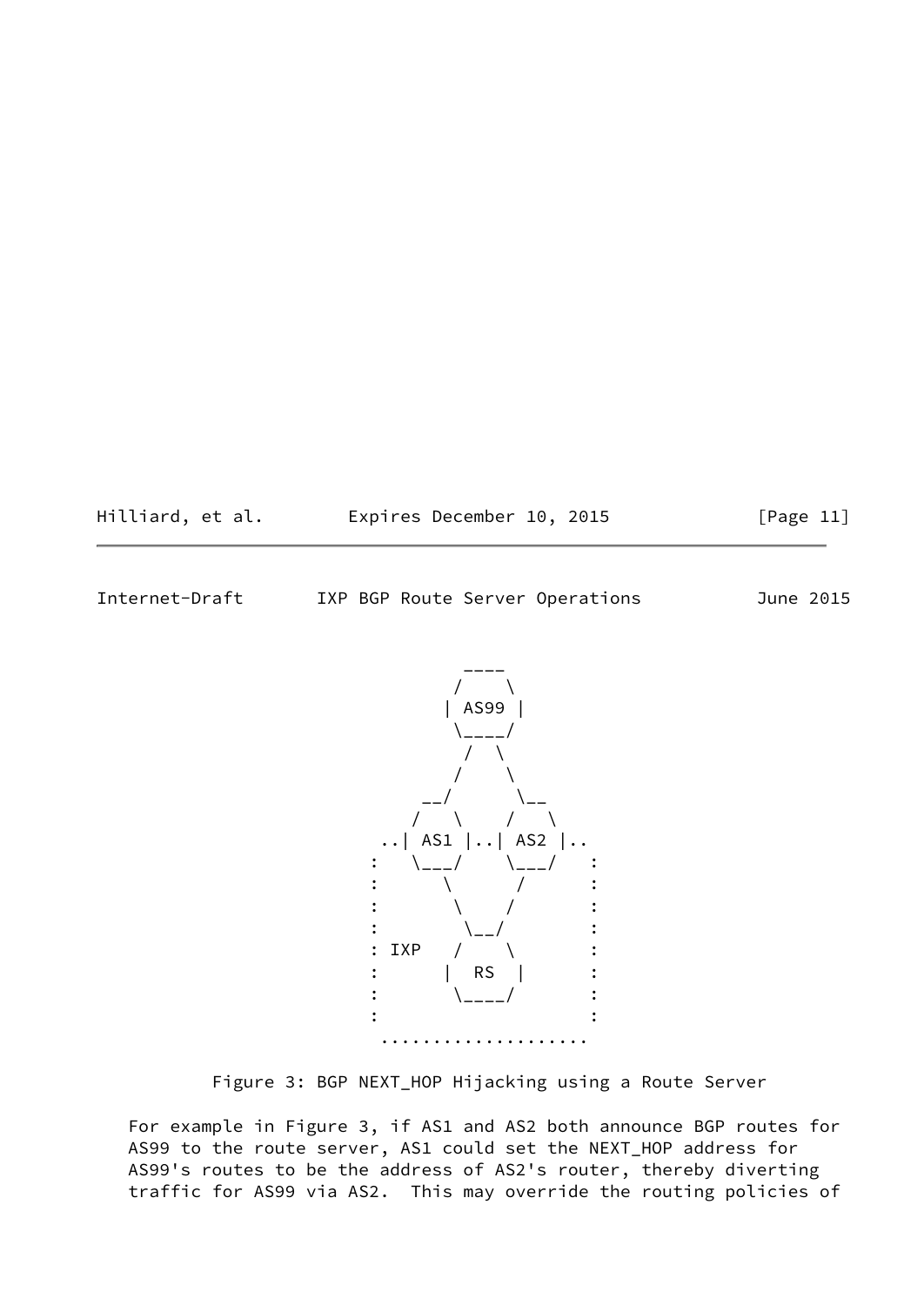```
                          ____
                         /    \
                        | AS99 |
                         \____/
                          /  \
                         /    \
                      __/      \__
                     /   \    /   \
                  ..| AS1 |..| AS2 |..
                 :   \___/    \___/   :
                 :      \      /      :
                 :       \    /       :
                 :        \__/        :
                 : IXP   /    \       :
                 :      |  RS  |      :
                 :       \____/       :
                 :                    :
                  ....................
```

Figure 3: BGP NEXT_HOP Hijacking using a Route Server

For example in Figure 3, if AS1 and AS2 both announce BGP routes for AS99 to the route server, AS1 could set the NEXT_HOP address for AS99's routes to be the address of AS2's router, thereby diverting traffic for AS99 via AS2. This may override the routing policies of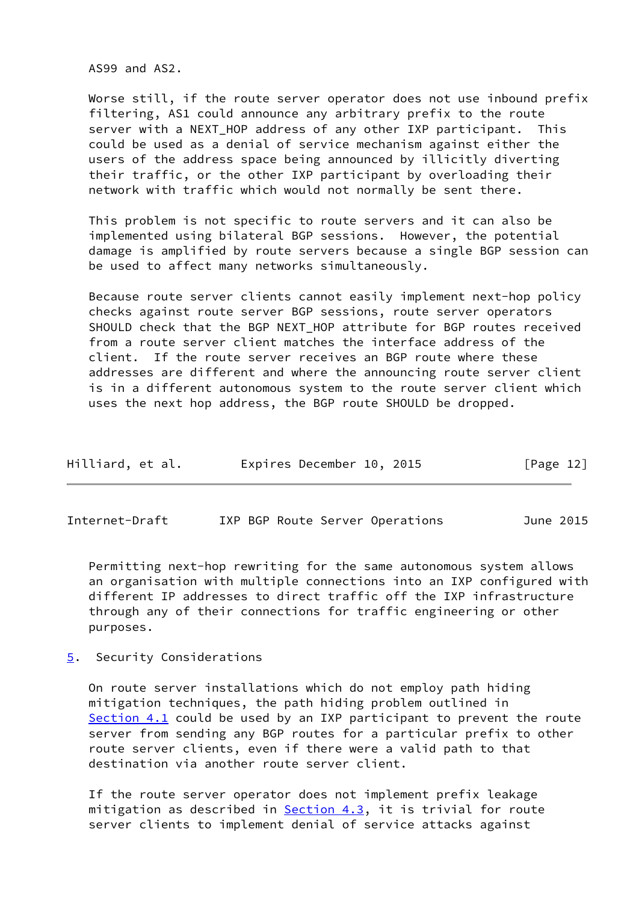AS99 and AS2.

Worse still, if the route server operator does not use inbound prefix filtering, AS1 could announce any arbitrary prefix to the route server with a NEXT_HOP address of any other IXP participant. This could be used as a denial of service mechanism against either the users of the address space being announced by illicitly diverting their traffic, or the other IXP participant by overloading their network with traffic which would not normally be sent there.

This problem is not specific to route servers and it can also be implemented using bilateral BGP sessions. However, the potential damage is amplified by route servers because a single BGP session can be used to affect many networks simultaneously.

Because route server clients cannot easily implement next-hop policy checks against route server BGP sessions, route server operators SHOULD check that the BGP NEXT_HOP attribute for BGP routes received from a route server client matches the interface address of the client. If the route server receives an BGP route where these addresses are different and where the announcing route server client is in a different autonomous system to the route server client which uses the next hop address, the BGP route SHOULD be dropped.

Permitting next-hop rewriting for the same autonomous system allows an organisation with multiple connections into an IXP configured with different IP addresses to direct traffic off the IXP infrastructure through any of their connections for traffic engineering or other purposes.

## 5. Security Considerations

On route server installations which do not employ path hiding mitigation techniques, the path hiding problem outlined in Section 4.1 could be used by an IXP participant to prevent the route server from sending any BGP routes for a particular prefix to other route server clients, even if there were a valid path to that destination via another route server client.

If the route server operator does not implement prefix leakage mitigation as described in Section 4.3, it is trivial for route server clients to implement denial of service attacks against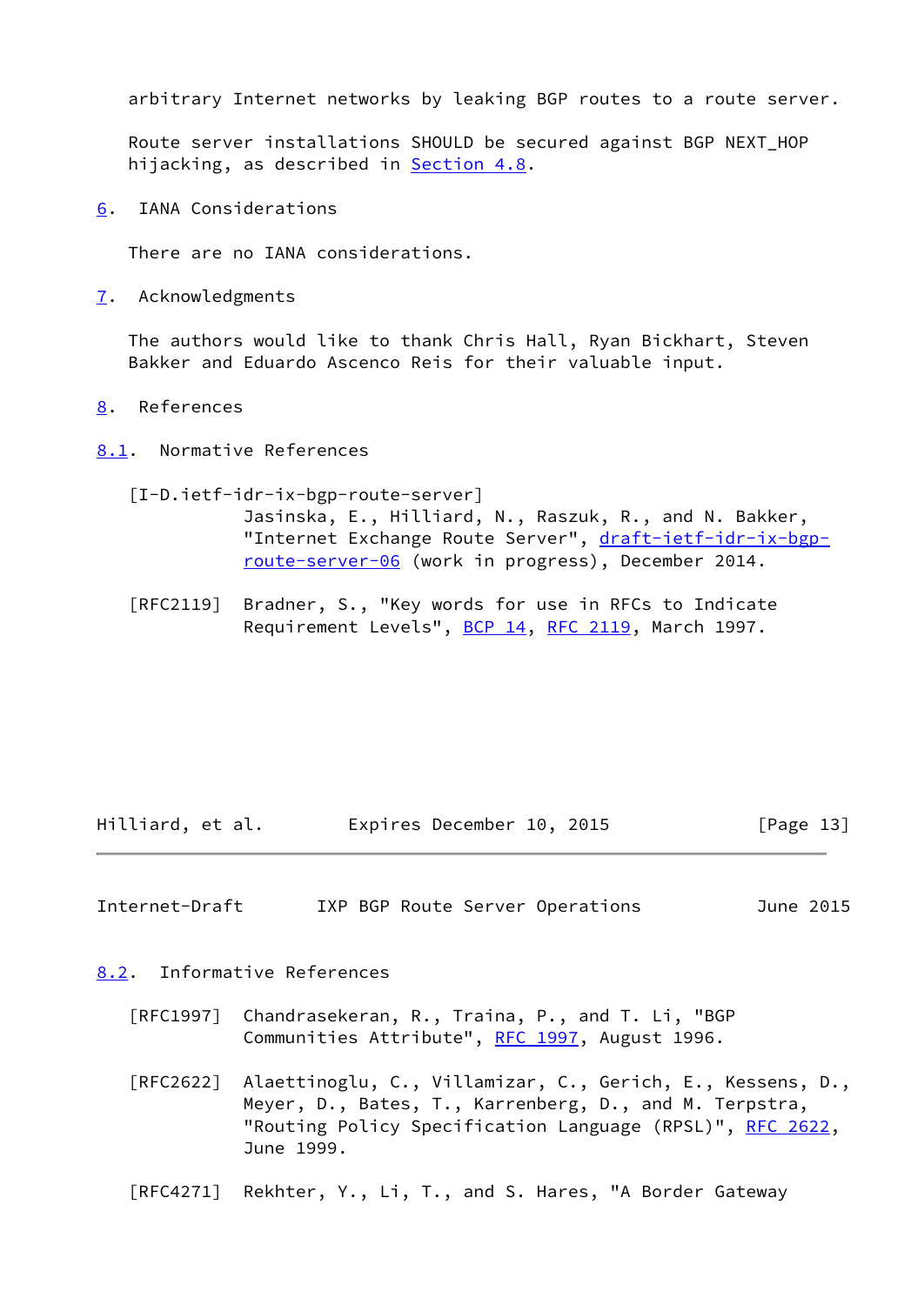arbitrary Internet networks by leaking BGP routes to a route server.

Route server installations SHOULD be secured against BGP NEXT_HOP hijacking, as described in Section 4.8.

## 6. IANA Considerations

There are no IANA considerations.

## 7. Acknowledgments

The authors would like to thank Chris Hall, Ryan Bickhart, Steven Bakker and Eduardo Ascenco Reis for their valuable input.

## 8. References

### 8.1. Normative References

[I-D.ietf-idr-ix-bgp-route-server]
Jasinska, E., Hilliard, N., Raszuk, R., and N. Bakker, "Internet Exchange Route Server", draft-ietf-idr-ix-bgp-route-server-06 (work in progress), December 2014.

[RFC2119] Bradner, S., "Key words for use in RFCs to Indicate Requirement Levels", BCP 14, RFC 2119, March 1997.

### 8.2. Informative References

[RFC1997] Chandrasekeran, R., Traina, P., and T. Li, "BGP Communities Attribute", RFC 1997, August 1996.

[RFC2622] Alaettinoglu, C., Villamizar, C., Gerich, E., Kessens, D., Meyer, D., Bates, T., Karrenberg, D., and M. Terpstra, "Routing Policy Specification Language (RPSL)", RFC 2622, June 1999.

[RFC4271] Rekhter, Y., Li, T., and S. Hares, "A Border Gateway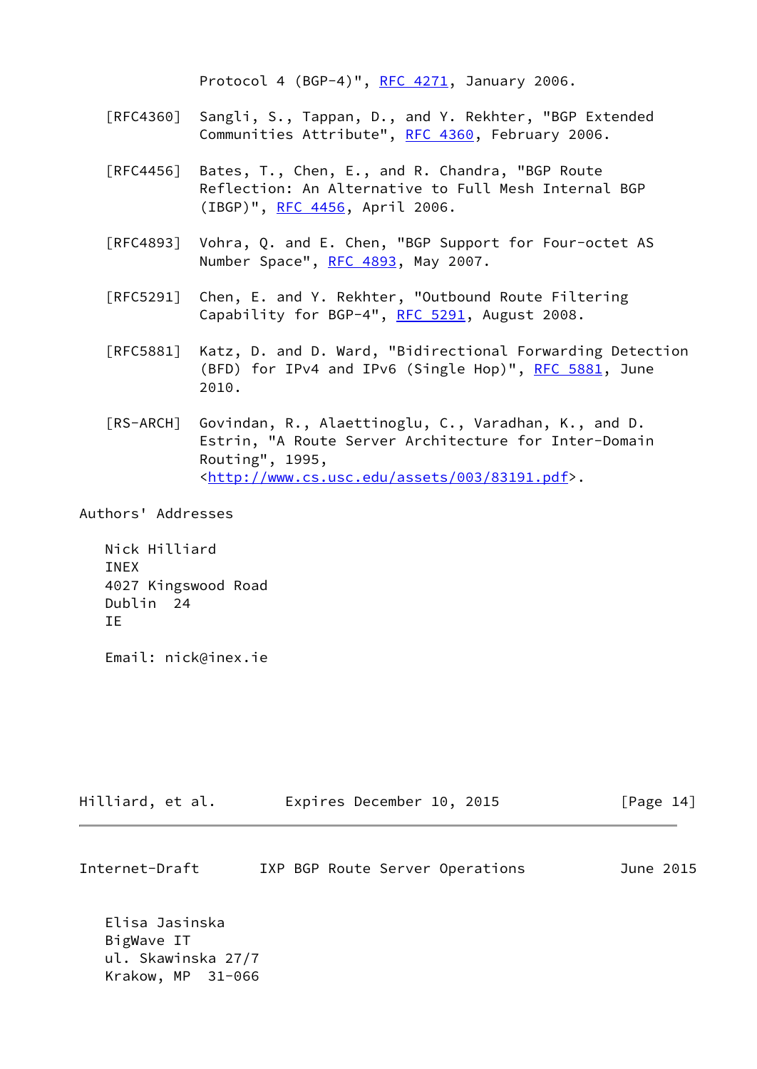Protocol 4 (BGP-4)", RFC 4271, January 2006.

[RFC4360] Sangli, S., Tappan, D., and Y. Rekhter, "BGP Extended Communities Attribute", RFC 4360, February 2006.

[RFC4456] Bates, T., Chen, E., and R. Chandra, "BGP Route Reflection: An Alternative to Full Mesh Internal BGP (IBGP)", RFC 4456, April 2006.

[RFC4893] Vohra, Q. and E. Chen, "BGP Support for Four-octet AS Number Space", RFC 4893, May 2007.

[RFC5291] Chen, E. and Y. Rekhter, "Outbound Route Filtering Capability for BGP-4", RFC 5291, August 2008.

[RFC5881] Katz, D. and D. Ward, "Bidirectional Forwarding Detection (BFD) for IPv4 and IPv6 (Single Hop)", RFC 5881, June 2010.

[RS-ARCH] Govindan, R., Alaettinoglu, C., Varadhan, K., and D. Estrin, "A Route Server Architecture for Inter-Domain Routing", 1995, <http://www.cs.usc.edu/assets/003/83191.pdf>.

## Authors' Addresses

Nick Hilliard
INEX
4027 Kingswood Road
Dublin 24
IE

Email: nick@inex.ie

Elisa Jasinska
BigWave IT
ul. Skawinska 27/7
Krakow, MP 31-066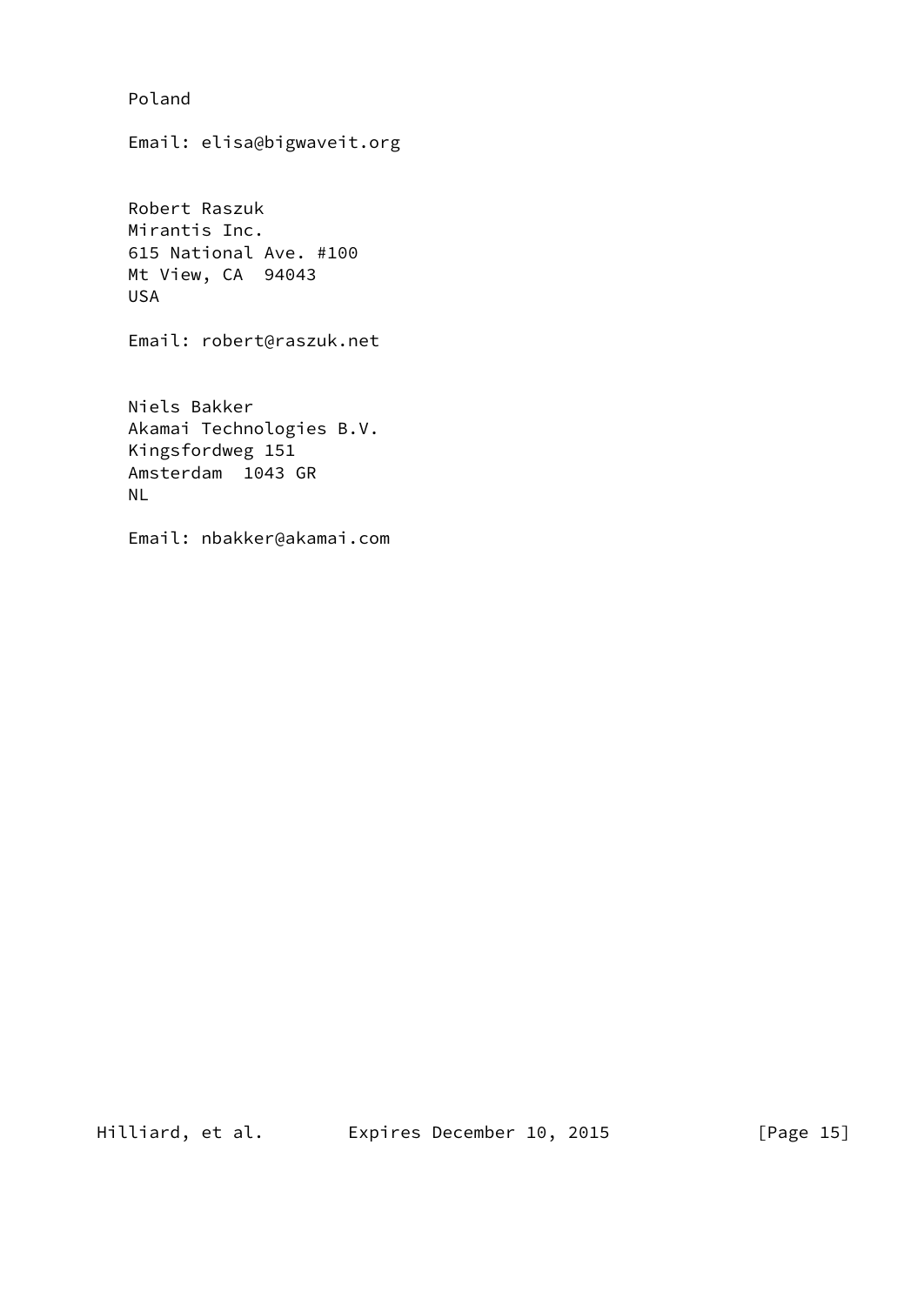Poland

Email: elisa@bigwaveit.org

Robert Raszuk
Mirantis Inc.
615 National Ave. #100
Mt View, CA  94043
USA

Email: robert@raszuk.net

Niels Bakker
Akamai Technologies B.V.
Kingsfordweg 151
Amsterdam  1043 GR
NL

Email: nbakker@akamai.com